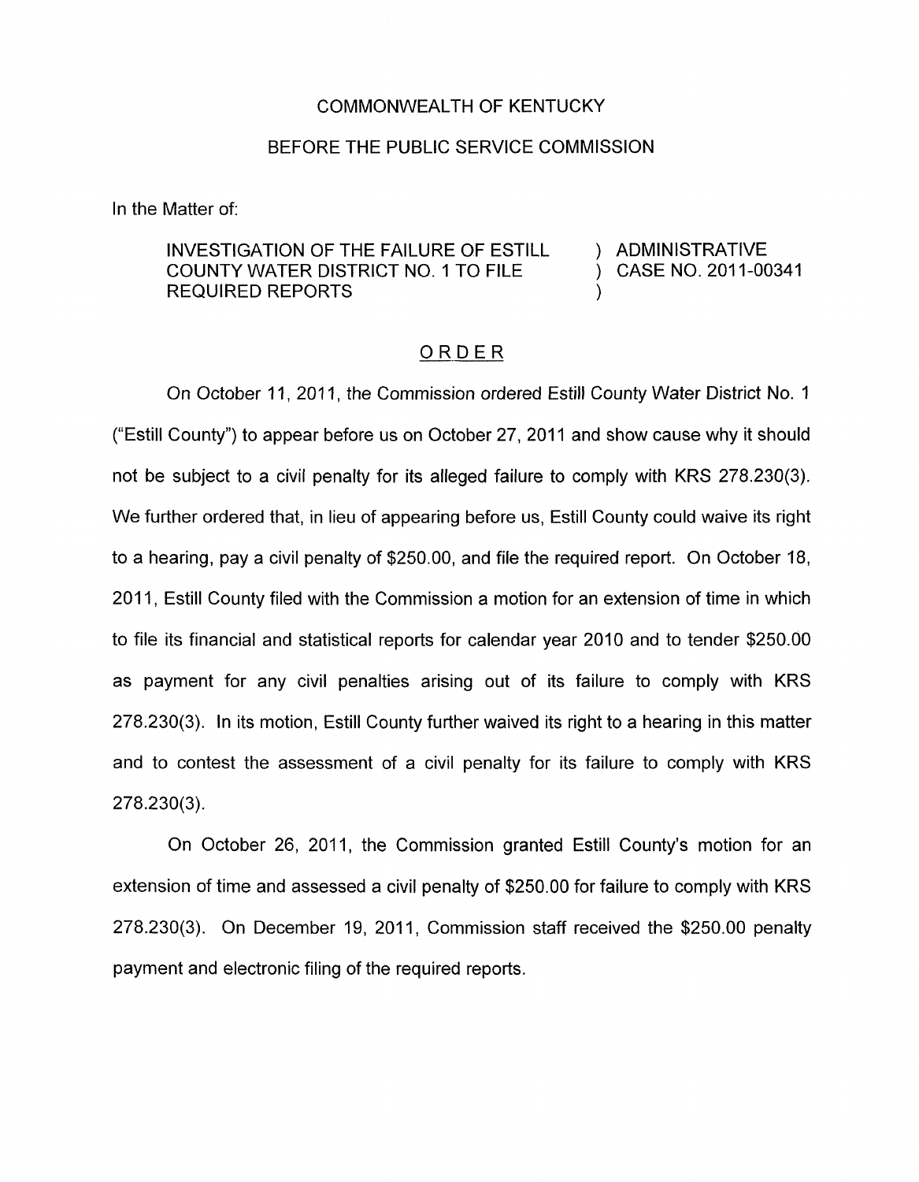COMMONWEALTH OF KENTUCKY

BEFORE THE PUBLIC SERVICE COMMISSION

In the Matter of:

| | |
|---|---|
| INVESTIGATION OF THE FAILURE OF ESTILL COUNTY WATER DISTRICT NO. 1 TO FILE REQUIRED REPORTS | ) ADMINISTRATIVE<br>) CASE NO. 2011-00341<br>) |

## ORDER

On October 11, 2011, the Commission ordered Estill County Water District No. 1 ("Estill County") to appear before us on October 27, 2011 and show cause why it should not be subject to a civil penalty for its alleged failure to comply with KRS 278.230(3). We further ordered that, in lieu of appearing before us, Estill County could waive its right to a hearing, pay a civil penalty of $250.00, and file the required report. On October 18, 2011, Estill County filed with the Commission a motion for an extension of time in which to file its financial and statistical reports for calendar year 2010 and to tender $250.00 as payment for any civil penalties arising out of its failure to comply with KRS 278.230(3). In its motion, Estill County further waived its right to a hearing in this matter and to contest the assessment of a civil penalty for its failure to comply with KRS 278.230(3).

On October 26, 2011, the Commission granted Estill County's motion for an extension of time and assessed a civil penalty of $250.00 for failure to comply with KRS 278.230(3). On December 19, 2011, Commission staff received the $250.00 penalty payment and electronic filing of the required reports.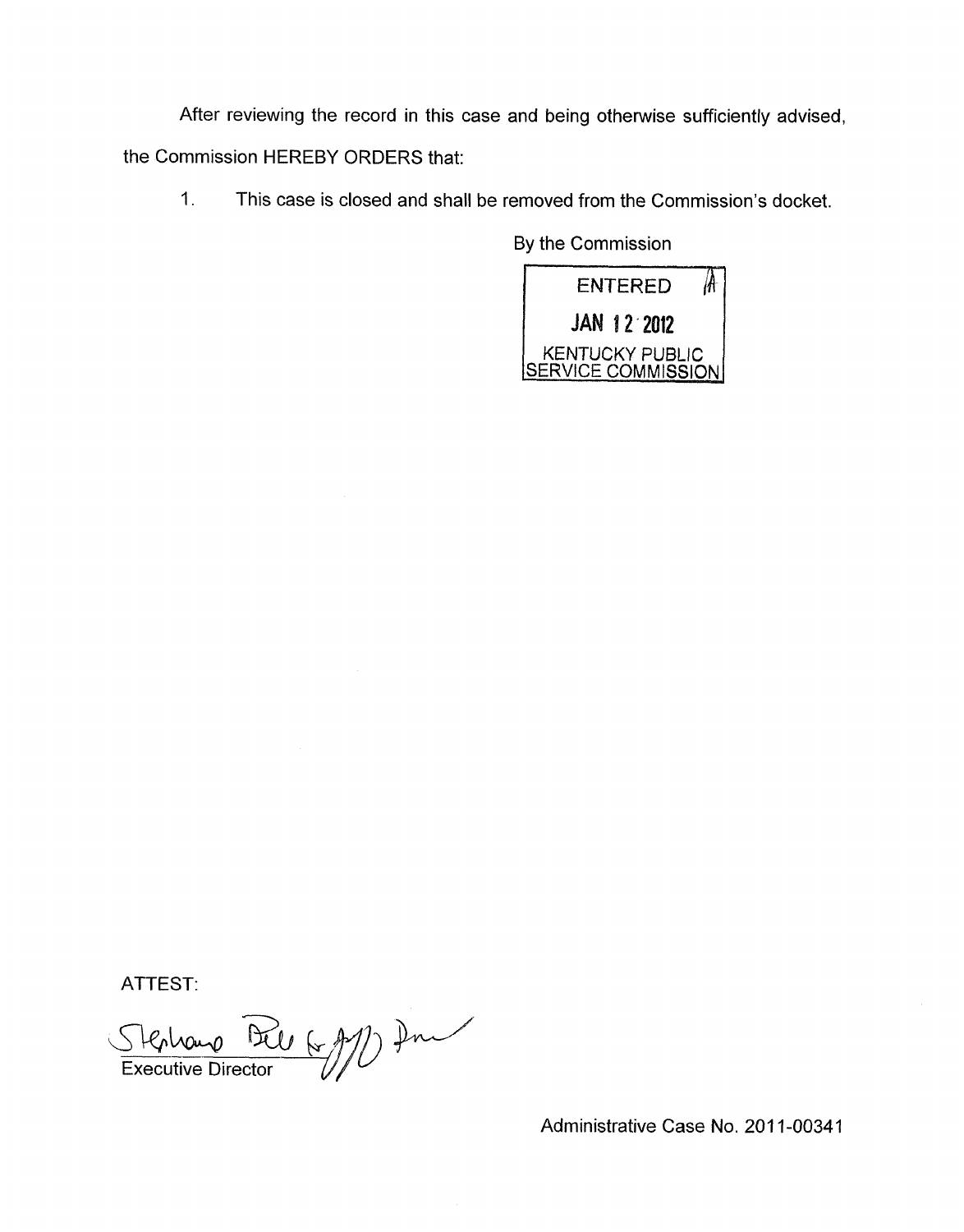After reviewing the record in this case and being otherwise sufficiently advised, the Commission HEREBY ORDERS that:

1. This case is closed and shall be removed from the Commission's docket.

By the Commission

ENTERED
JAN 12 2012
KENTUCKY PUBLIC
SERVICE COMMISSION

ATTEST:

Executive Director

Administrative Case No. 2011-00341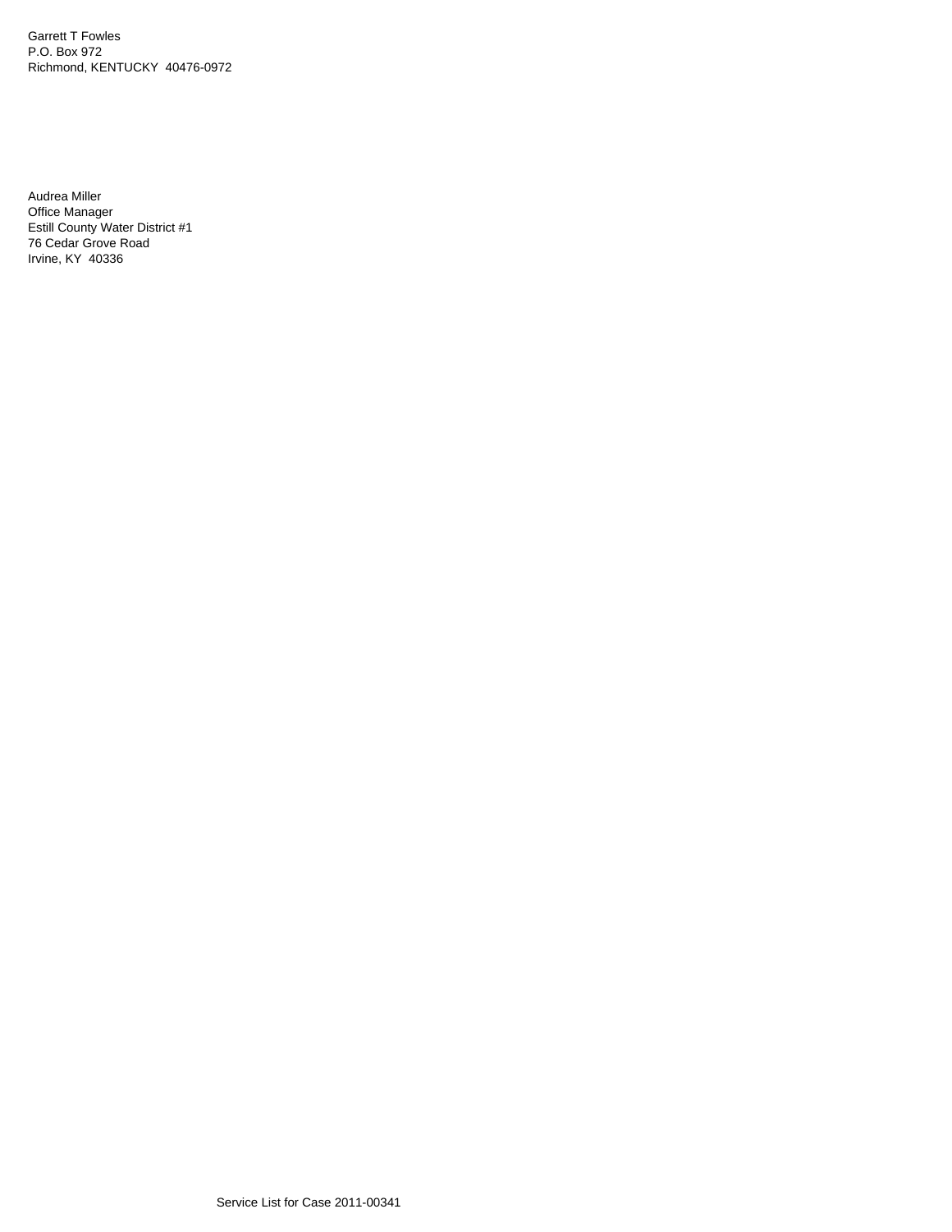Garrett T Fowles
P.O. Box 972
Richmond, KENTUCKY 40476-0972

Audrea Miller
Office Manager
Estill County Water District #1
76 Cedar Grove Road
Irvine, KY 40336

Service List for Case 2011-00341